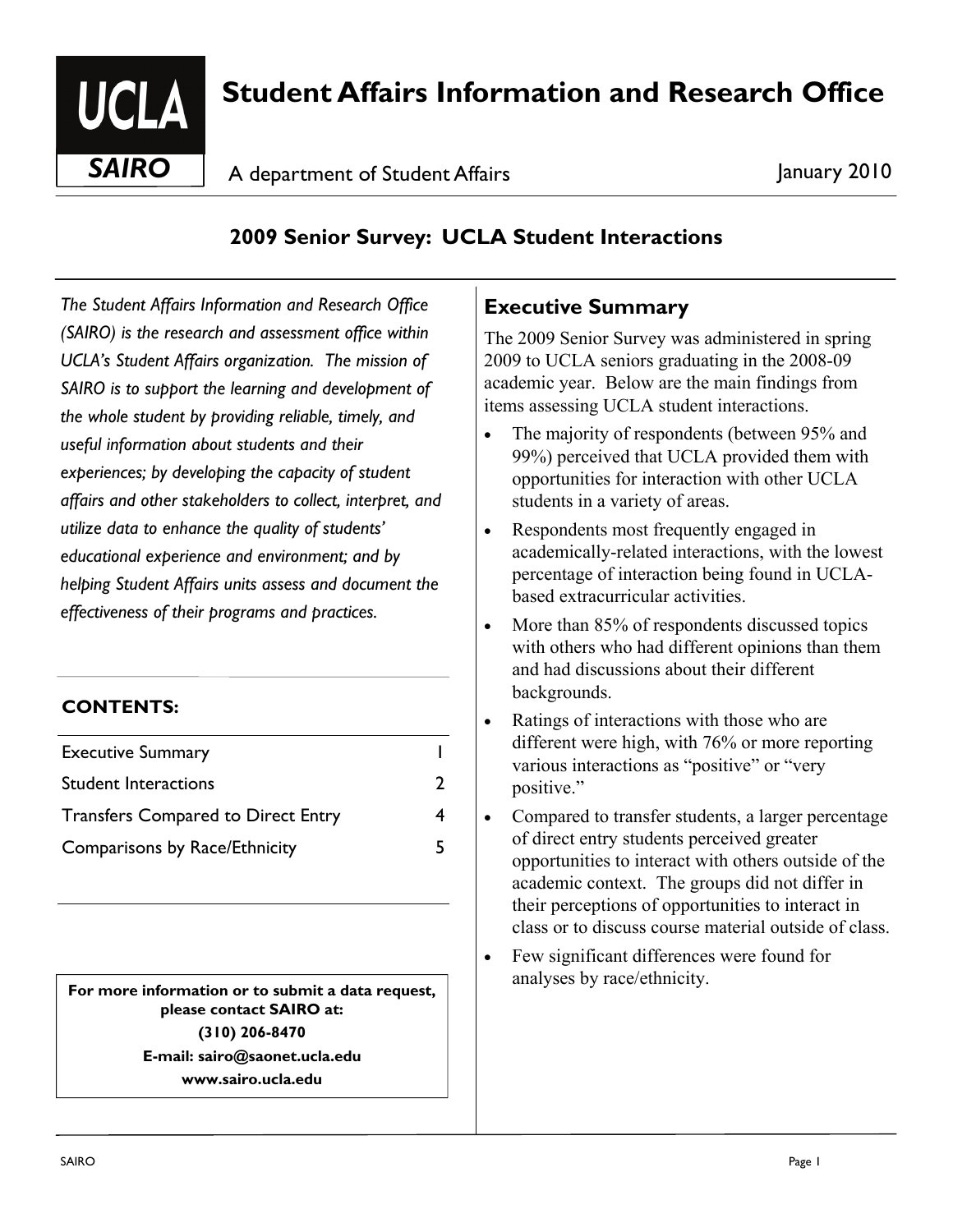# Student Affairs Information and Research Office

UCLA SAIRO

A department of Student Affairs

January 2010

## 2009 Senior Survey: UCLA Student Interactions

*The Student Affairs Information and Research Office (SAIRO) is the research and assessment office within UCLA's Student Affairs organization. The mission of SAIRO is to support the learning and development of the whole student by providing reliable, timely, and useful information about students and their experiences; by developing the capacity of student affairs and other stakeholders to collect, interpret, and utilize data to enhance the quality of students' educational experience and environment; and by helping Student Affairs units assess and document the effectiveness of their programs and practices.*

**CONTENTS:**

| | |
|---|---|
| Executive Summary | 1 |
| Student Interactions | 2 |
| Transfers Compared to Direct Entry | 4 |
| Comparisons by Race/Ethnicity | 5 |

**For more information or to submit a data request, please contact SAIRO at:**
**(310) 206-8470**
**E-mail: sairo@saonet.ucla.edu**
**www.sairo.ucla.edu**

### Executive Summary

The 2009 Senior Survey was administered in spring 2009 to UCLA seniors graduating in the 2008-09 academic year. Below are the main findings from items assessing UCLA student interactions.

- The majority of respondents (between 95% and 99%) perceived that UCLA provided them with opportunities for interaction with other UCLA students in a variety of areas.
- Respondents most frequently engaged in academically-related interactions, with the lowest percentage of interaction being found in UCLA-based extracurricular activities.
- More than 85% of respondents discussed topics with others who had different opinions than them and had discussions about their different backgrounds.
- Ratings of interactions with those who are different were high, with 76% or more reporting various interactions as "positive" or "very positive."
- Compared to transfer students, a larger percentage of direct entry students perceived greater opportunities to interact with others outside of the academic context. The groups did not differ in their perceptions of opportunities to interact in class or to discuss course material outside of class.
- Few significant differences were found for analyses by race/ethnicity.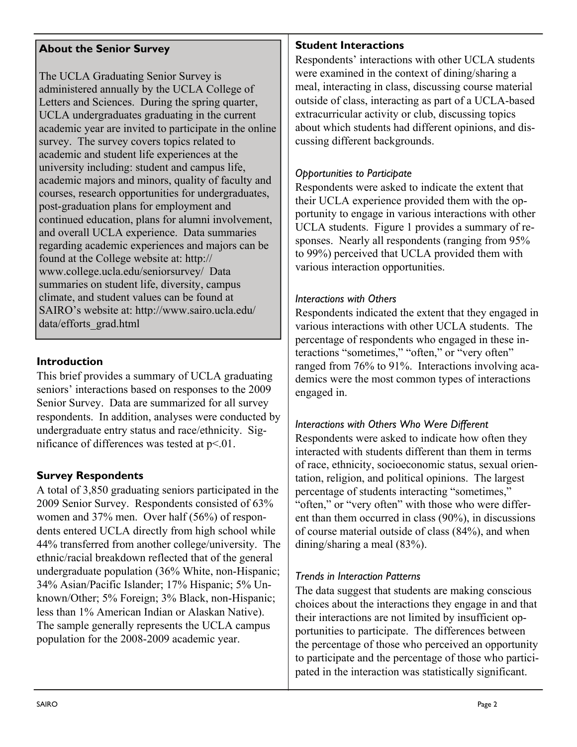## About the Senior Survey

The UCLA Graduating Senior Survey is administered annually by the UCLA College of Letters and Sciences. During the spring quarter, UCLA undergraduates graduating in the current academic year are invited to participate in the online survey. The survey covers topics related to academic and student life experiences at the university including: student and campus life, academic majors and minors, quality of faculty and courses, research opportunities for undergraduates, post-graduation plans for employment and continued education, plans for alumni involvement, and overall UCLA experience. Data summaries regarding academic experiences and majors can be found at the College website at: http://www.college.ucla.edu/seniorsurvey/ Data summaries on student life, diversity, campus climate, and student values can be found at SAIRO's website at: http://www.sairo.ucla.edu/data/efforts_grad.html

## Introduction

This brief provides a summary of UCLA graduating seniors' interactions based on responses to the 2009 Senior Survey. Data are summarized for all survey respondents. In addition, analyses were conducted by undergraduate entry status and race/ethnicity. Significance of differences was tested at $p<.01$.

## Survey Respondents

A total of 3,850 graduating seniors participated in the 2009 Senior Survey. Respondents consisted of 63% women and 37% men. Over half (56%) of respondents entered UCLA directly from high school while 44% transferred from another college/university. The ethnic/racial breakdown reflected that of the general undergraduate population (36% White, non-Hispanic; 34% Asian/Pacific Islander; 17% Hispanic; 5% Unknown/Other; 5% Foreign; 3% Black, non-Hispanic; less than 1% American Indian or Alaskan Native). The sample generally represents the UCLA campus population for the 2008-2009 academic year.

## Student Interactions

Respondents' interactions with other UCLA students were examined in the context of dining/sharing a meal, interacting in class, discussing course material outside of class, interacting as part of a UCLA-based extracurricular activity or club, discussing topics about which students had different opinions, and discussing different backgrounds.

### *Opportunities to Participate*

Respondents were asked to indicate the extent that their UCLA experience provided them with the opportunity to engage in various interactions with other UCLA students. Figure 1 provides a summary of responses. Nearly all respondents (ranging from 95% to 99%) perceived that UCLA provided them with various interaction opportunities.

### *Interactions with Others*

Respondents indicated the extent that they engaged in various interactions with other UCLA students. The percentage of respondents who engaged in these interactions "sometimes," "often," or "very often" ranged from 76% to 91%. Interactions involving academics were the most common types of interactions engaged in.

### *Interactions with Others Who Were Different*

Respondents were asked to indicate how often they interacted with students different than them in terms of race, ethnicity, socioeconomic status, sexual orientation, religion, and political opinions. The largest percentage of students interacting "sometimes," "often," or "very often" with those who were different than them occurred in class (90%), in discussions of course material outside of class (84%), and when dining/sharing a meal (83%).

### *Trends in Interaction Patterns*

The data suggest that students are making conscious choices about the interactions they engage in and that their interactions are not limited by insufficient opportunities to participate. The differences between the percentage of those who perceived an opportunity to participate and the percentage of those who participated in the interaction was statistically significant.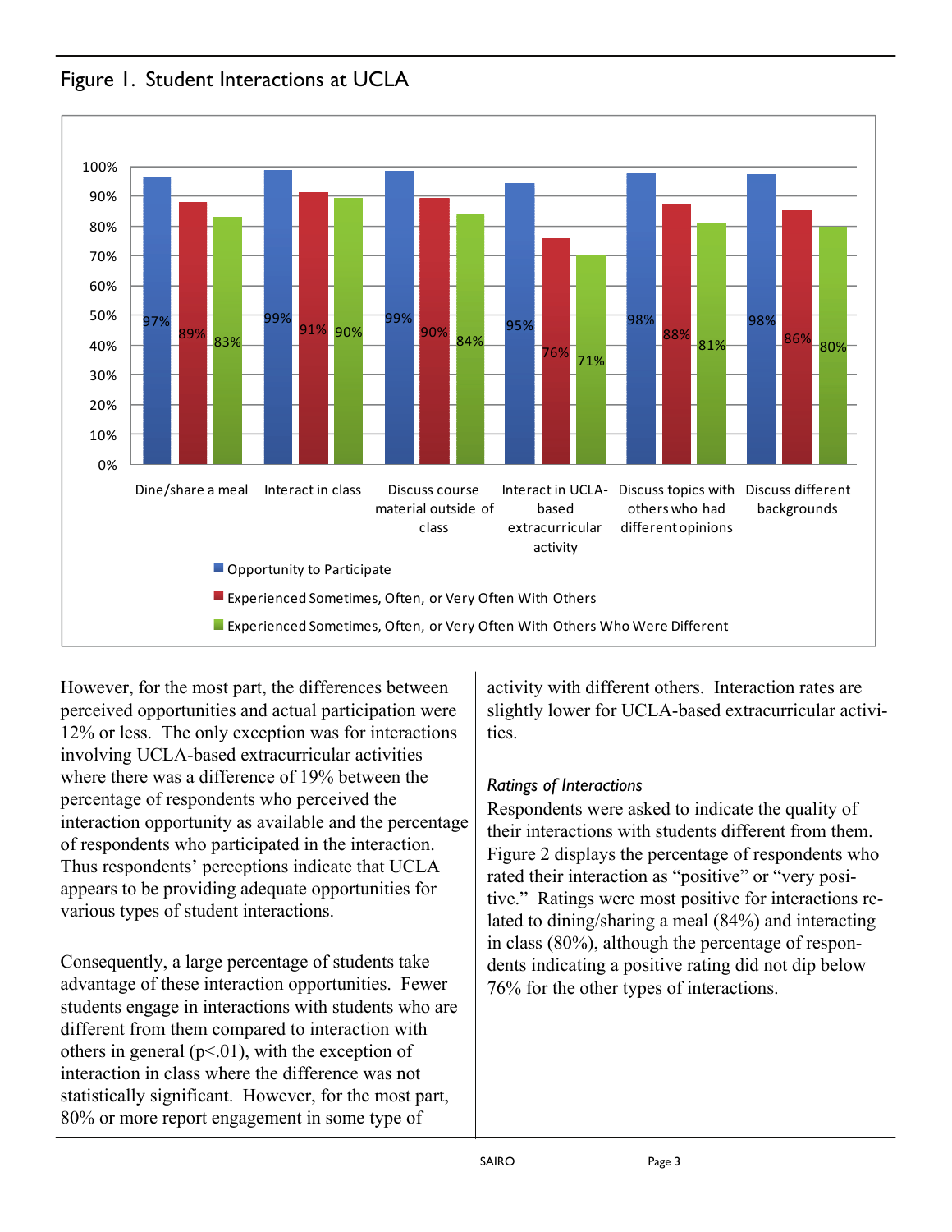Figure 1. Student Interactions at UCLA

| | Dine/share a meal | Interact in class | Discuss course material outside of class | Interact in UCLA-based extracurricular activity | Discuss topics with others who had different opinions | Discuss different backgrounds |
|---|---|---|---|---|---|---|
| Opportunity to Participate | 97% | 99% | 99% | 95% | 98% | 98% |
| Experienced Sometimes, Often, or Very Often With Others | 89% | 91% | 90% | 76% | 88% | 86% |
| Experienced Sometimes, Often, or Very Often With Others Who Were Different | 83% | 90% | 84% | 71% | 81% | 80% |

However, for the most part, the differences between perceived opportunities and actual participation were 12% or less. The only exception was for interactions involving UCLA-based extracurricular activities where there was a difference of 19% between the percentage of respondents who perceived the interaction opportunity as available and the percentage of respondents who participated in the interaction. Thus respondents' perceptions indicate that UCLA appears to be providing adequate opportunities for various types of student interactions.

Consequently, a large percentage of students take advantage of these interaction opportunities. Fewer students engage in interactions with students who are different from them compared to interaction with others in general ($p<.01$), with the exception of interaction in class where the difference was not statistically significant. However, for the most part, 80% or more report engagement in some type of activity with different others. Interaction rates are slightly lower for UCLA-based extracurricular activities.

### *Ratings of Interactions*

Respondents were asked to indicate the quality of their interactions with students different from them. Figure 2 displays the percentage of respondents who rated their interaction as "positive" or "very positive." Ratings were most positive for interactions related to dining/sharing a meal (84%) and interacting in class (80%), although the percentage of respondents indicating a positive rating did not dip below 76% for the other types of interactions.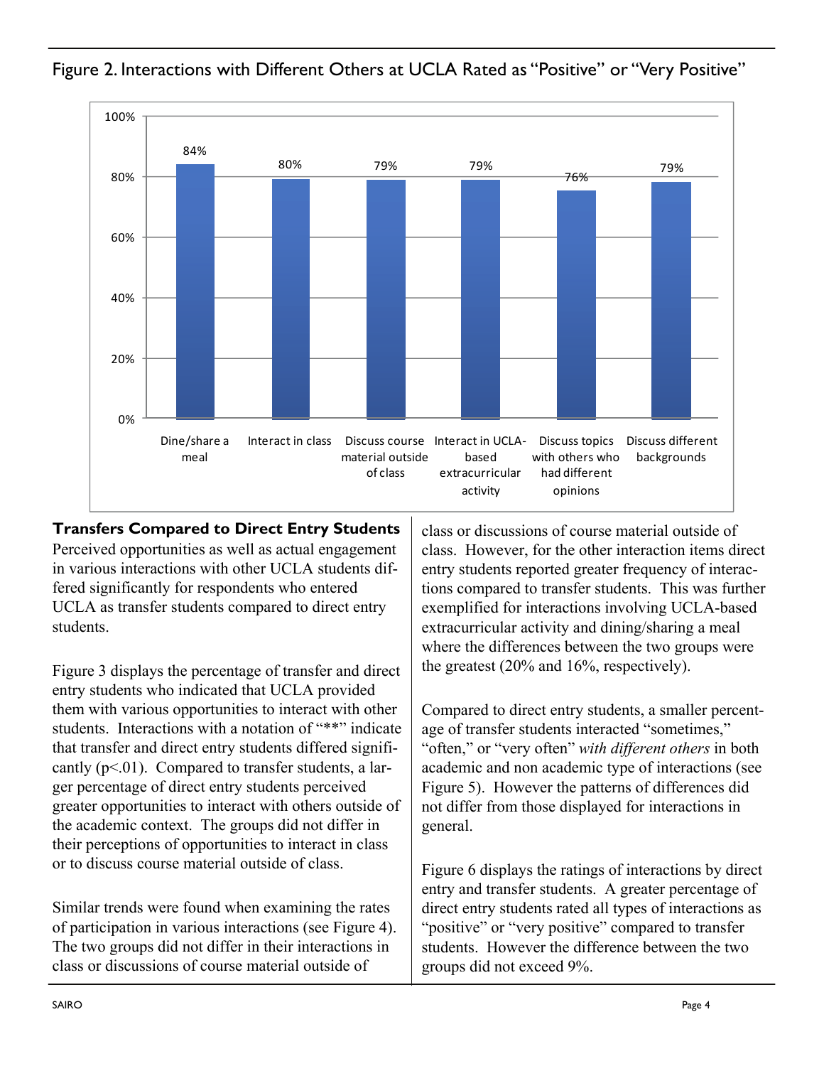## Figure 2. Interactions with Different Others at UCLA Rated as "Positive" or "Very Positive"

| Interaction | Percentage |
|---|---|
| Dine/share a meal | 84% |
| Interact in class | 80% |
| Discuss course material outside of class | 79% |
| Interact in UCLA-based extracurricular activity | 79% |
| Discuss topics with others who had different opinions | 76% |
| Discuss different backgrounds | 79% |

**Transfers Compared to Direct Entry Students**

Perceived opportunities as well as actual engagement in various interactions with other UCLA students differed significantly for respondents who entered UCLA as transfer students compared to direct entry students.

Figure 3 displays the percentage of transfer and direct entry students who indicated that UCLA provided them with various opportunities to interact with other students. Interactions with a notation of "**" indicate that transfer and direct entry students differed significantly ($p<.01$). Compared to transfer students, a larger percentage of direct entry students perceived greater opportunities to interact with others outside of the academic context. The groups did not differ in their perceptions of opportunities to interact in class or to discuss course material outside of class.

Similar trends were found when examining the rates of participation in various interactions (see Figure 4). The two groups did not differ in their interactions in class or discussions of course material outside of class. However, for the other interaction items direct entry students reported greater frequency of interactions compared to transfer students. This was further exemplified for interactions involving UCLA-based extracurricular activity and dining/sharing a meal where the differences between the two groups were the greatest (20% and 16%, respectively).

Compared to direct entry students, a smaller percentage of transfer students interacted "sometimes," "often," or "very often" *with different others* in both academic and non academic type of interactions (see Figure 5). However the patterns of differences did not differ from those displayed for interactions in general.

Figure 6 displays the ratings of interactions by direct entry and transfer students. A greater percentage of direct entry students rated all types of interactions as "positive" or "very positive" compared to transfer students. However the difference between the two groups did not exceed 9%.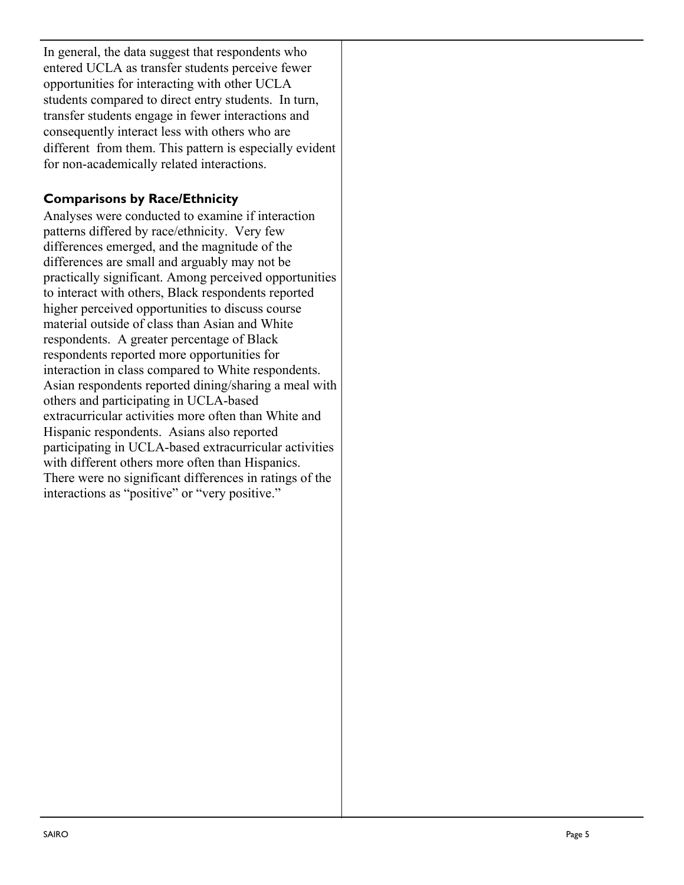In general, the data suggest that respondents who entered UCLA as transfer students perceive fewer opportunities for interacting with other UCLA students compared to direct entry students. In turn, transfer students engage in fewer interactions and consequently interact less with others who are different from them. This pattern is especially evident for non-academically related interactions.

## Comparisons by Race/Ethnicity

Analyses were conducted to examine if interaction patterns differed by race/ethnicity. Very few differences emerged, and the magnitude of the differences are small and arguably may not be practically significant. Among perceived opportunities to interact with others, Black respondents reported higher perceived opportunities to discuss course material outside of class than Asian and White respondents. A greater percentage of Black respondents reported more opportunities for interaction in class compared to White respondents. Asian respondents reported dining/sharing a meal with others and participating in UCLA-based extracurricular activities more often than White and Hispanic respondents. Asians also reported participating in UCLA-based extracurricular activities with different others more often than Hispanics. There were no significant differences in ratings of the interactions as "positive" or "very positive."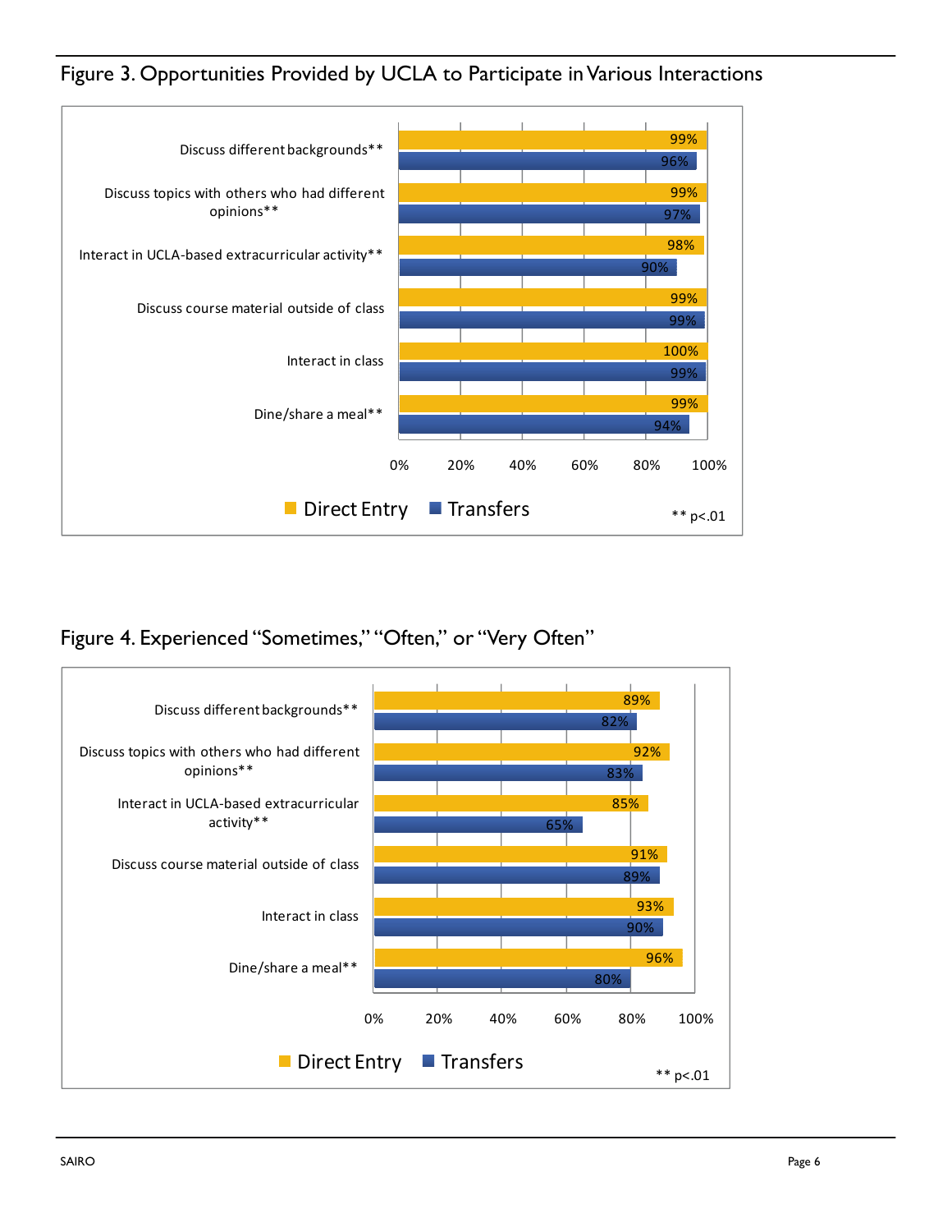## Figure 3. Opportunities Provided by UCLA to Participate in Various Interactions

| | Direct Entry | Transfers |
|---|---|---|
| Discuss different backgrounds** | 99% | 96% |
| Discuss topics with others who had different opinions** | 99% | 97% |
| Interact in UCLA-based extracurricular activity** | 98% | 90% |
| Discuss course material outside of class | 99% | 99% |
| Interact in class | 100% | 99% |
| Dine/share a meal** | 99% | 94% |

** p<.01

## Figure 4. Experienced "Sometimes," "Often," or "Very Often"

| | Direct Entry | Transfers |
|---|---|---|
| Discuss different backgrounds** | 89% | 82% |
| Discuss topics with others who had different opinions** | 92% | 83% |
| Interact in UCLA-based extracurricular activity** | 85% | 65% |
| Discuss course material outside of class | 91% | 89% |
| Interact in class | 93% | 90% |
| Dine/share a meal** | 96% | 80% |

** p<.01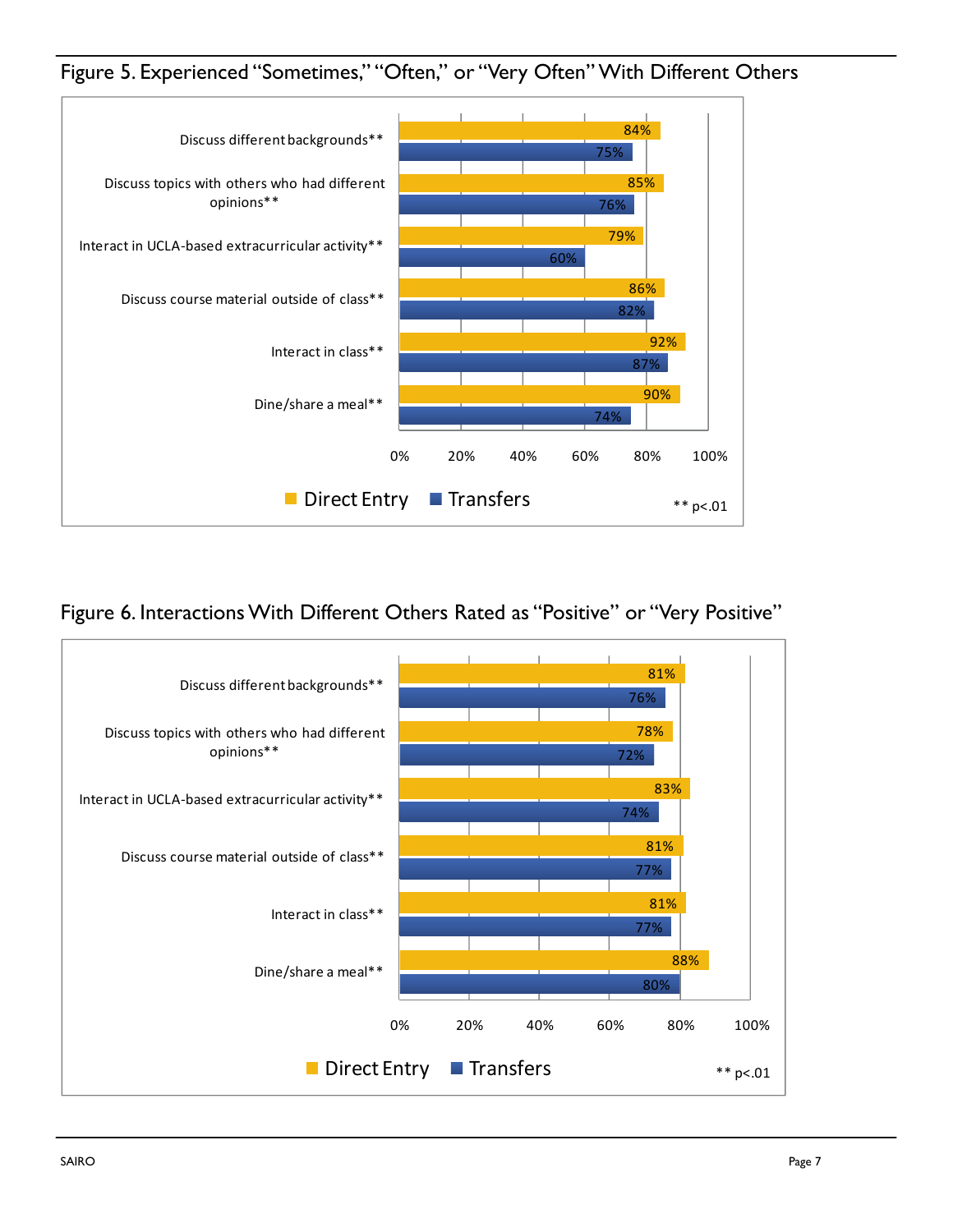## Figure 5. Experienced "Sometimes," "Often," or "Very Often" With Different Others

Discuss different backgrounds**
84%
75%

Discuss topics with others who had different opinions**
85%
76%

Interact in UCLA-based extracurricular activity**
79%
60%

Discuss course material outside of class**
86%
82%

Interact in class**
92%
87%

Dine/share a meal**
90%
74%

0% 20% 40% 60% 80% 100%

Direct Entry Transfers

** p<.01

## Figure 6. Interactions With Different Others Rated as "Positive" or "Very Positive"

Discuss different backgrounds**
81%
76%

Discuss topics with others who had different opinions**
78%
72%

Interact in UCLA-based extracurricular activity**
83%
74%

Discuss course material outside of class**
81%
77%

Interact in class**
81%
77%

Dine/share a meal**
88%
80%

0% 20% 40% 60% 80% 100%

Direct Entry Transfers

** p<.01